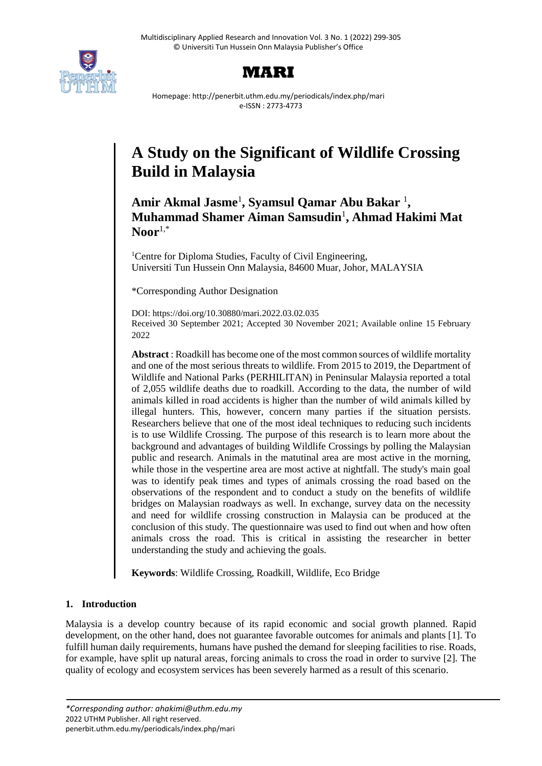# A Study on the Significant of Wildlife Crossing Build in Malaysia

**Amir Akmal Jasme**[1], **Syamsul Qamar Abu Bakar** [1], **Muhammad Shamer Aiman Samsudin**[1], **Ahmad Hakimi Mat Noor**[1,*]

[1]Centre for Diploma Studies, Faculty of Civil Engineering, Universiti Tun Hussein Onn Malaysia, 84600 Muar, Johor, MALAYSIA

*Corresponding Author Designation

DOI: https://doi.org/10.30880/mari.2022.03.02.035
Received 30 September 2021; Accepted 30 November 2021; Available online 15 February 2022

**Abstract** : Roadkill has become one of the most common sources of wildlife mortality and one of the most serious threats to wildlife. From 2015 to 2019, the Department of Wildlife and National Parks (PERHILITAN) in Peninsular Malaysia reported a total of 2,055 wildlife deaths due to roadkill. According to the data, the number of wild animals killed in road accidents is higher than the number of wild animals killed by illegal hunters. This, however, concern many parties if the situation persists. Researchers believe that one of the most ideal techniques to reducing such incidents is to use Wildlife Crossing. The purpose of this research is to learn more about the background and advantages of building Wildlife Crossings by polling the Malaysian public and research. Animals in the matutinal area are most active in the morning, while those in the vespertine area are most active at nightfall. The study's main goal was to identify peak times and types of animals crossing the road based on the observations of the respondent and to conduct a study on the benefits of wildlife bridges on Malaysian roadways as well. In exchange, survey data on the necessity and need for wildlife crossing construction in Malaysia can be produced at the conclusion of this study. The questionnaire was used to find out when and how often animals cross the road. This is critical in assisting the researcher in better understanding the study and achieving the goals.

**Keywords**: Wildlife Crossing, Roadkill, Wildlife, Eco Bridge

## 1. Introduction

Malaysia is a develop country because of its rapid economic and social growth planned. Rapid development, on the other hand, does not guarantee favorable outcomes for animals and plants [1]. To fulfill human daily requirements, humans have pushed the demand for sleeping facilities to rise. Roads, for example, have split up natural areas, forcing animals to cross the road in order to survive [2]. The quality of ecology and ecosystem services has been severely harmed as a result of this scenario.

*\*Corresponding author: ahakimi@uthm.edu.my*
2022 UTHM Publisher. All right reserved.
penerbit.uthm.edu.my/periodicals/index.php/mari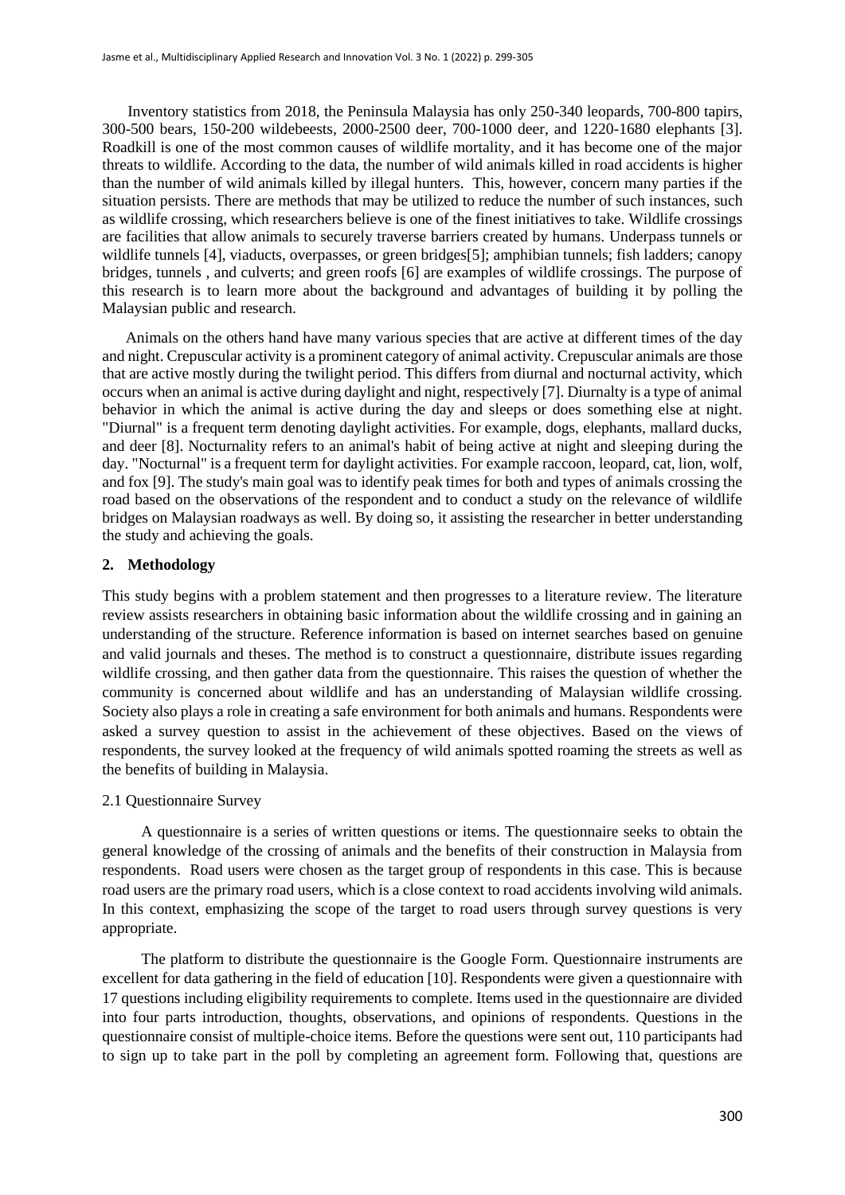Inventory statistics from 2018, the Peninsula Malaysia has only 250-340 leopards, 700-800 tapirs, 300-500 bears, 150-200 wildebeests, 2000-2500 deer, 700-1000 deer, and 1220-1680 elephants [3]. Roadkill is one of the most common causes of wildlife mortality, and it has become one of the major threats to wildlife. According to the data, the number of wild animals killed in road accidents is higher than the number of wild animals killed by illegal hunters. This, however, concern many parties if the situation persists. There are methods that may be utilized to reduce the number of such instances, such as wildlife crossing, which researchers believe is one of the finest initiatives to take. Wildlife crossings are facilities that allow animals to securely traverse barriers created by humans. Underpass tunnels or wildlife tunnels [4], viaducts, overpasses, or green bridges[5]; amphibian tunnels; fish ladders; canopy bridges, tunnels , and culverts; and green roofs [6] are examples of wildlife crossings. The purpose of this research is to learn more about the background and advantages of building it by polling the Malaysian public and research.

Animals on the others hand have many various species that are active at different times of the day and night. Crepuscular activity is a prominent category of animal activity. Crepuscular animals are those that are active mostly during the twilight period. This differs from diurnal and nocturnal activity, which occurs when an animal is active during daylight and night, respectively [7]. Diurnalty is a type of animal behavior in which the animal is active during the day and sleeps or does something else at night. "Diurnal" is a frequent term denoting daylight activities. For example, dogs, elephants, mallard ducks, and deer [8]. Nocturnality refers to an animal's habit of being active at night and sleeping during the day. "Nocturnal" is a frequent term for daylight activities. For example raccoon, leopard, cat, lion, wolf, and fox [9]. The study's main goal was to identify peak times for both and types of animals crossing the road based on the observations of the respondent and to conduct a study on the relevance of wildlife bridges on Malaysian roadways as well. By doing so, it assisting the researcher in better understanding the study and achieving the goals.

## 2. Methodology

This study begins with a problem statement and then progresses to a literature review. The literature review assists researchers in obtaining basic information about the wildlife crossing and in gaining an understanding of the structure. Reference information is based on internet searches based on genuine and valid journals and theses. The method is to construct a questionnaire, distribute issues regarding wildlife crossing, and then gather data from the questionnaire. This raises the question of whether the community is concerned about wildlife and has an understanding of Malaysian wildlife crossing. Society also plays a role in creating a safe environment for both animals and humans. Respondents were asked a survey question to assist in the achievement of these objectives. Based on the views of respondents, the survey looked at the frequency of wild animals spotted roaming the streets as well as the benefits of building in Malaysia.

### 2.1 Questionnaire Survey

A questionnaire is a series of written questions or items. The questionnaire seeks to obtain the general knowledge of the crossing of animals and the benefits of their construction in Malaysia from respondents. Road users were chosen as the target group of respondents in this case. This is because road users are the primary road users, which is a close context to road accidents involving wild animals. In this context, emphasizing the scope of the target to road users through survey questions is very appropriate.

The platform to distribute the questionnaire is the Google Form. Questionnaire instruments are excellent for data gathering in the field of education [10]. Respondents were given a questionnaire with 17 questions including eligibility requirements to complete. Items used in the questionnaire are divided into four parts introduction, thoughts, observations, and opinions of respondents. Questions in the questionnaire consist of multiple-choice items. Before the questions were sent out, 110 participants had to sign up to take part in the poll by completing an agreement form. Following that, questions are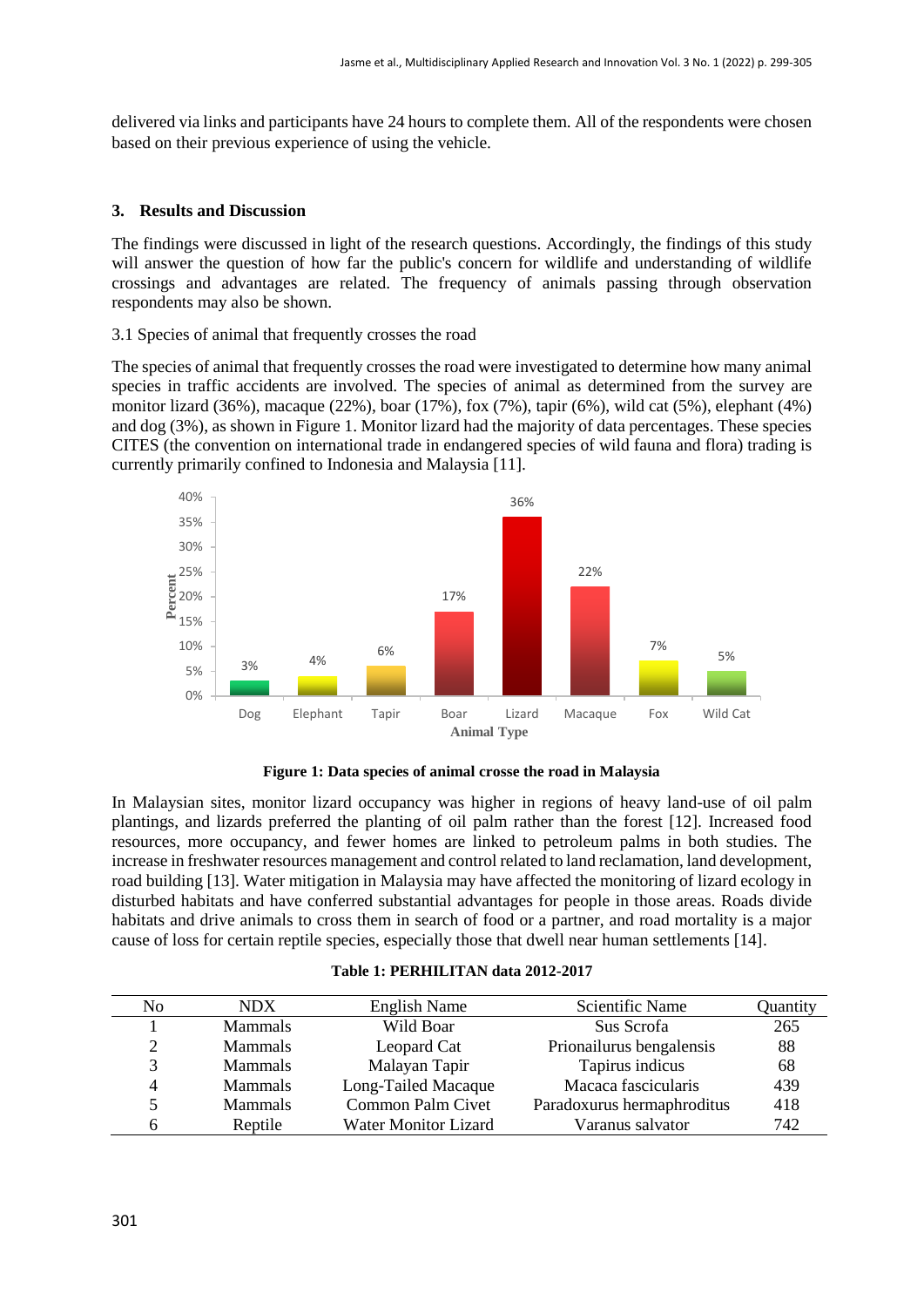delivered via links and participants have 24 hours to complete them. All of the respondents were chosen based on their previous experience of using the vehicle.

## 3. Results and Discussion

The findings were discussed in light of the research questions. Accordingly, the findings of this study will answer the question of how far the public's concern for wildlife and understanding of wildlife crossings and advantages are related. The frequency of animals passing through observation respondents may also be shown.

### 3.1 Species of animal that frequently crosses the road

The species of animal that frequently crosses the road were investigated to determine how many animal species in traffic accidents are involved. The species of animal as determined from the survey are monitor lizard (36%), macaque (22%), boar (17%), fox (7%), tapir (6%), wild cat (5%), elephant (4%) and dog (3%), as shown in Figure 1. Monitor lizard had the majority of data percentages. These species CITES (the convention on international trade in endangered species of wild fauna and flora) trading is currently primarily confined to Indonesia and Malaysia [11].

| Animal Type | Percent |
|---|---|
| Dog | 3% |
| Elephant | 4% |
| Tapir | 6% |
| Boar | 17% |
| Lizard | 36% |
| Macaque | 22% |
| Fox | 7% |
| Wild Cat | 5% |

**Figure 1: Data species of animal crosse the road in Malaysia**

In Malaysian sites, monitor lizard occupancy was higher in regions of heavy land-use of oil palm plantings, and lizards preferred the planting of oil palm rather than the forest [12]. Increased food resources, more occupancy, and fewer homes are linked to petroleum palms in both studies. The increase in freshwater resources management and control related to land reclamation, land development, road building [13]. Water mitigation in Malaysia may have affected the monitoring of lizard ecology in disturbed habitats and have conferred substantial advantages for people in those areas. Roads divide habitats and drive animals to cross them in search of food or a partner, and road mortality is a major cause of loss for certain reptile species, especially those that dwell near human settlements [14].

**Table 1: PERHILITAN data 2012-2017**

| No | NDX | English Name | Scientific Name | Quantity |
|---|---|---|---|---|
| 1 | Mammals | Wild Boar | Sus Scrofa | 265 |
| 2 | Mammals | Leopard Cat | Prionailurus bengalensis | 88 |
| 3 | Mammals | Malayan Tapir | Tapirus indicus | 68 |
| 4 | Mammals | Long-Tailed Macaque | Macaca fascicularis | 439 |
| 5 | Mammals | Common Palm Civet | Paradoxurus hermaphroditus | 418 |
| 6 | Reptile | Water Monitor Lizard | Varanus salvator | 742 |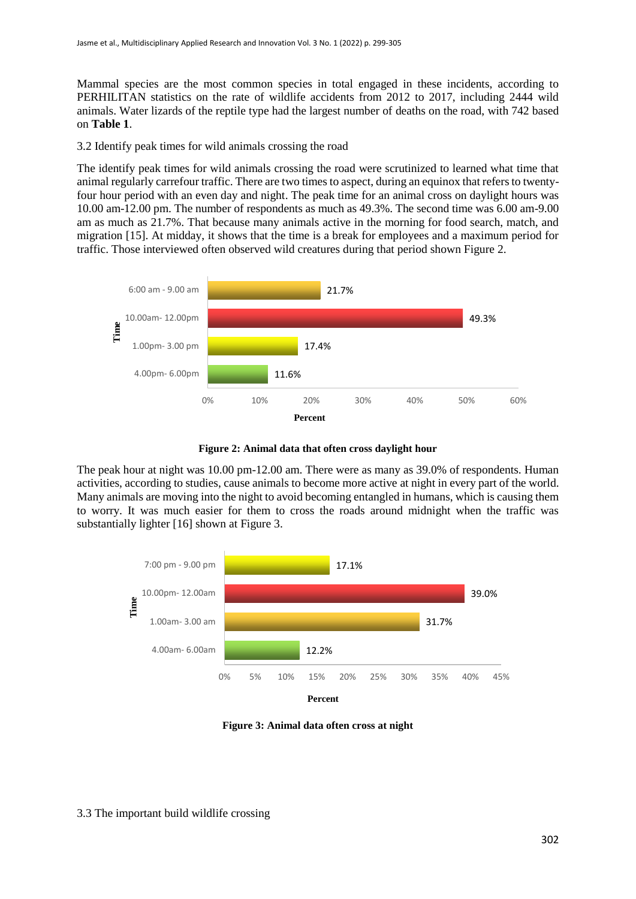Mammal species are the most common species in total engaged in these incidents, according to PERHILITAN statistics on the rate of wildlife accidents from 2012 to 2017, including 2444 wild animals. Water lizards of the reptile type had the largest number of deaths on the road, with 742 based on **Table 1**.

3.2 Identify peak times for wild animals crossing the road

The identify peak times for wild animals crossing the road were scrutinized to learned what time that animal regularly carrefour traffic. There are two times to aspect, during an equinox that refers to twenty-four hour period with an even day and night. The peak time for an animal cross on daylight hours was 10.00 am-12.00 pm. The number of respondents as much as 49.3%. The second time was 6.00 am-9.00 am as much as 21.7%. That because many animals active in the morning for food search, match, and migration [15]. At midday, it shows that the time is a break for employees and a maximum period for traffic. Those interviewed often observed wild creatures during that period shown Figure 2.

| Time | Percent |
|---|---|
| 6:00 am - 9.00 am | 21.7% |
| 10.00am- 12.00pm | 49.3% |
| 1.00pm- 3.00 pm | 17.4% |
| 4.00pm- 6.00pm | 11.6% |

**Figure 2: Animal data that often cross daylight hour**

The peak hour at night was 10.00 pm-12.00 am. There were as many as 39.0% of respondents. Human activities, according to studies, cause animals to become more active at night in every part of the world. Many animals are moving into the night to avoid becoming entangled in humans, which is causing them to worry. It was much easier for them to cross the roads around midnight when the traffic was substantially lighter [16] shown at Figure 3.

| Time | Percent |
|---|---|
| 7:00 pm - 9.00 pm | 17.1% |
| 10.00pm- 12.00am | 39.0% |
| 1.00am- 3.00 am | 31.7% |
| 4.00am- 6.00am | 12.2% |

**Figure 3: Animal data often cross at night**

3.3 The important build wildlife crossing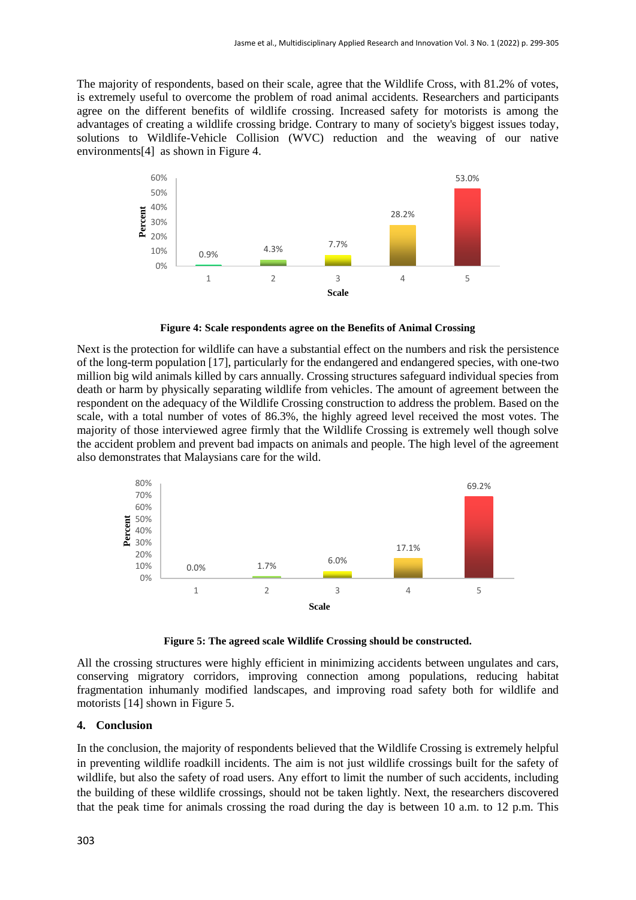The majority of respondents, based on their scale, agree that the Wildlife Cross, with 81.2% of votes, is extremely useful to overcome the problem of road animal accidents. Researchers and participants agree on the different benefits of wildlife crossing. Increased safety for motorists is among the advantages of creating a wildlife crossing bridge. Contrary to many of society's biggest issues today, solutions to Wildlife-Vehicle Collision (WVC) reduction and the weaving of our native environments[4] as shown in Figure 4.

**Figure 4: Scale respondents agree on the Benefits of Animal Crossing**

Next is the protection for wildlife can have a substantial effect on the numbers and risk the persistence of the long-term population [17], particularly for the endangered and endangered species, with one-two million big wild animals killed by cars annually. Crossing structures safeguard individual species from death or harm by physically separating wildlife from vehicles. The amount of agreement between the respondent on the adequacy of the Wildlife Crossing construction to address the problem. Based on the scale, with a total number of votes of 86.3%, the highly agreed level received the most votes. The majority of those interviewed agree firmly that the Wildlife Crossing is extremely well though solve the accident problem and prevent bad impacts on animals and people. The high level of the agreement also demonstrates that Malaysians care for the wild.

**Figure 5: The agreed scale Wildlife Crossing should be constructed.**

All the crossing structures were highly efficient in minimizing accidents between ungulates and cars, conserving migratory corridors, improving connection among populations, reducing habitat fragmentation inhumanly modified landscapes, and improving road safety both for wildlife and motorists [14] shown in Figure 5.

## 4. Conclusion

In the conclusion, the majority of respondents believed that the Wildlife Crossing is extremely helpful in preventing wildlife roadkill incidents. The aim is not just wildlife crossings built for the safety of wildlife, but also the safety of road users. Any effort to limit the number of such accidents, including the building of these wildlife crossings, should not be taken lightly. Next, the researchers discovered that the peak time for animals crossing the road during the day is between 10 a.m. to 12 p.m. This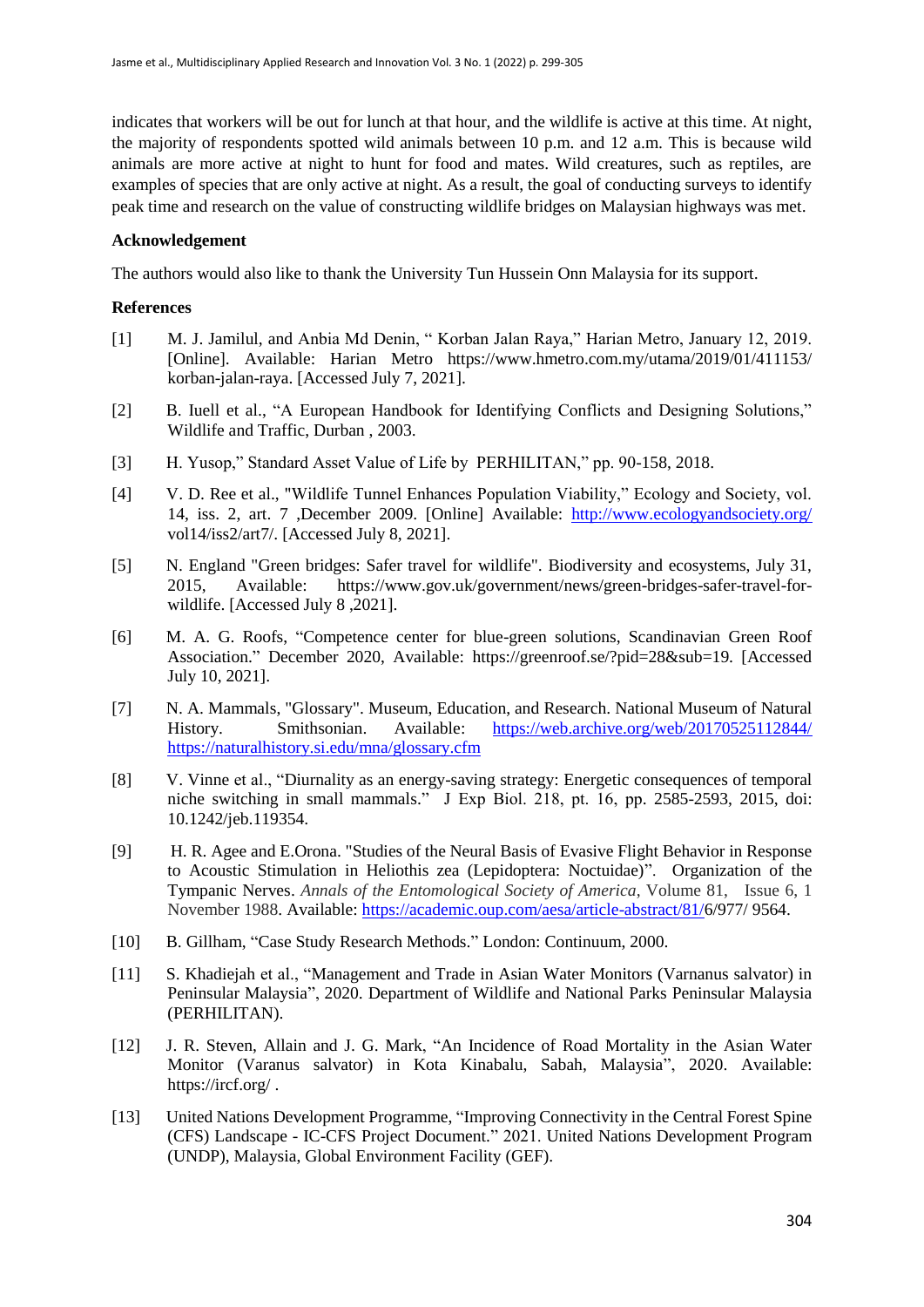indicates that workers will be out for lunch at that hour, and the wildlife is active at this time. At night, the majority of respondents spotted wild animals between 10 p.m. and 12 a.m. This is because wild animals are more active at night to hunt for food and mates. Wild creatures, such as reptiles, are examples of species that are only active at night. As a result, the goal of conducting surveys to identify peak time and research on the value of constructing wildlife bridges on Malaysian highways was met.

**Acknowledgement**

The authors would also like to thank the University Tun Hussein Onn Malaysia for its support.

**References**

[1] M. J. Jamilul, and Anbia Md Denin, " Korban Jalan Raya," Harian Metro, January 12, 2019. [Online]. Available: Harian Metro https://www.hmetro.com.my/utama/2019/01/411153/korban-jalan-raya. [Accessed July 7, 2021].

[2] B. Iuell et al., "A European Handbook for Identifying Conflicts and Designing Solutions," Wildlife and Traffic, Durban , 2003.

[3] H. Yusop," Standard Asset Value of Life by PERHILITAN," pp. 90-158, 2018.

[4] V. D. Ree et al., "Wildlife Tunnel Enhances Population Viability," Ecology and Society, vol. 14, iss. 2, art. 7 ,December 2009. [Online] Available: http://www.ecologyandsociety.org/vol14/iss2/art7/. [Accessed July 8, 2021].

[5] N. England "Green bridges: Safer travel for wildlife". Biodiversity and ecosystems, July 31, 2015, Available: https://www.gov.uk/government/news/green-bridges-safer-travel-for-wildlife. [Accessed July 8 ,2021].

[6] M. A. G. Roofs, "Competence center for blue-green solutions, Scandinavian Green Roof Association." December 2020, Available: https://greenroof.se/?pid=28&sub=19. [Accessed July 10, 2021].

[7] N. A. Mammals, "Glossary". Museum, Education, and Research. National Museum of Natural History. Smithsonian. Available: https://web.archive.org/web/20170525112844/https://naturalhistory.si.edu/mna/glossary.cfm

[8] V. Vinne et al., "Diurnality as an energy-saving strategy: Energetic consequences of temporal niche switching in small mammals." J Exp Biol. 218, pt. 16, pp. 2585-2593, 2015, doi: 10.1242/jeb.119354.

[9] H. R. Agee and E.Orona. "Studies of the Neural Basis of Evasive Flight Behavior in Response to Acoustic Stimulation in Heliothis zea (Lepidoptera: Noctuidae)". Organization of the Tympanic Nerves. *Annals of the Entomological Society of America*, Volume 81, Issue 6, 1 November 1988. Available: https://academic.oup.com/aesa/article-abstract/81/6/977/ 9564.

[10] B. Gillham, "Case Study Research Methods." London: Continuum, 2000.

[11] S. Khadiejah et al., "Management and Trade in Asian Water Monitors (Varnanus salvator) in Peninsular Malaysia", 2020. Department of Wildlife and National Parks Peninsular Malaysia (PERHILITAN).

[12] J. R. Steven, Allain and J. G. Mark, "An Incidence of Road Mortality in the Asian Water Monitor (Varanus salvator) in Kota Kinabalu, Sabah, Malaysia", 2020. Available: https://ircf.org/ .

[13] United Nations Development Programme, "Improving Connectivity in the Central Forest Spine (CFS) Landscape - IC-CFS Project Document." 2021. United Nations Development Program (UNDP), Malaysia, Global Environment Facility (GEF).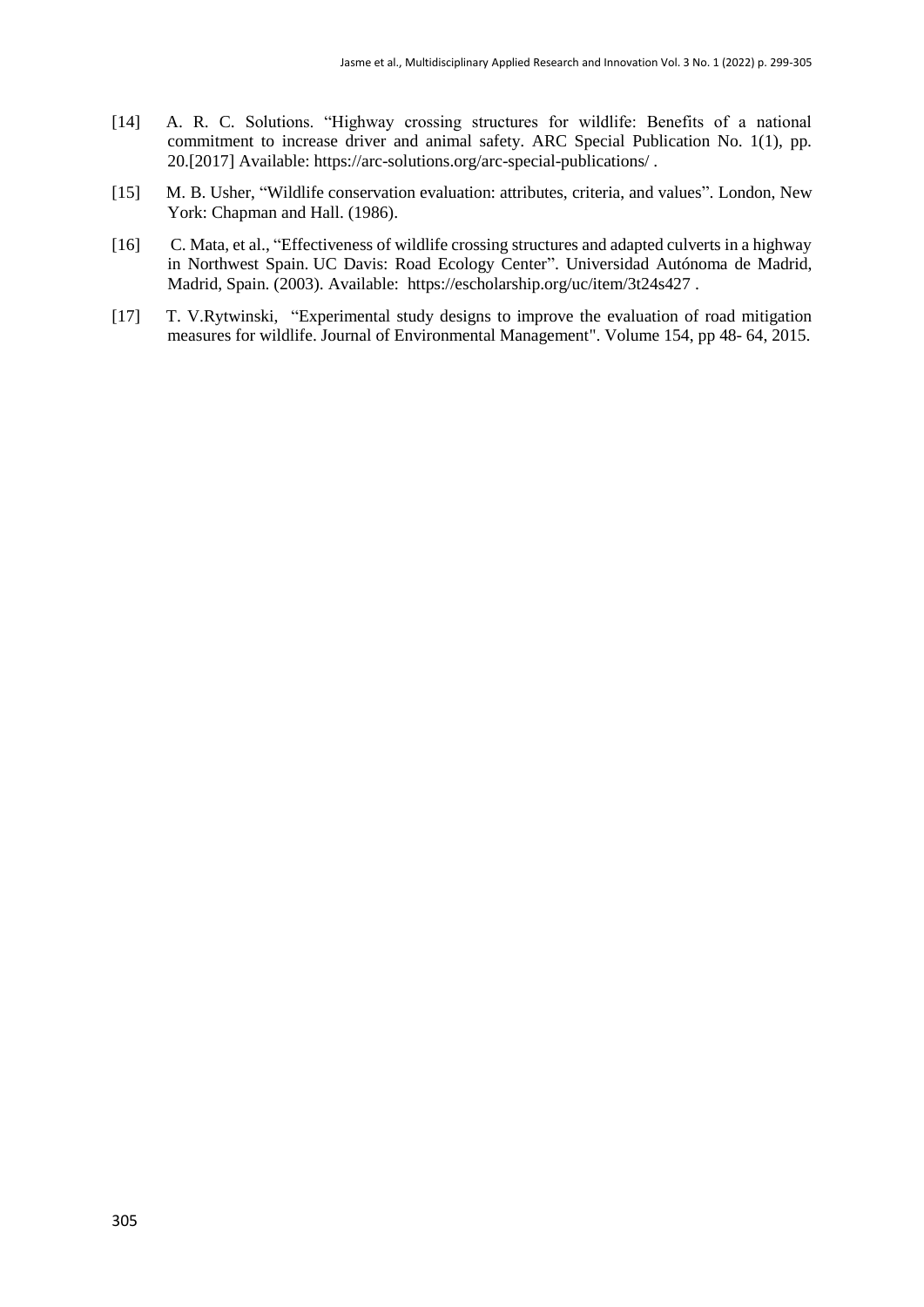[14] A. R. C. Solutions. "Highway crossing structures for wildlife: Benefits of a national commitment to increase driver and animal safety. ARC Special Publication No. 1(1), pp. 20.[2017] Available: https://arc-solutions.org/arc-special-publications/ .

[15] M. B. Usher, "Wildlife conservation evaluation: attributes, criteria, and values". London, New York: Chapman and Hall. (1986).

[16] C. Mata, et al., "Effectiveness of wildlife crossing structures and adapted culverts in a highway in Northwest Spain. UC Davis: Road Ecology Center". Universidad Autónoma de Madrid, Madrid, Spain. (2003). Available: https://escholarship.org/uc/item/3t24s427 .

[17] T. V.Rytwinski, "Experimental study designs to improve the evaluation of road mitigation measures for wildlife. Journal of Environmental Management". Volume 154, pp 48- 64, 2015.